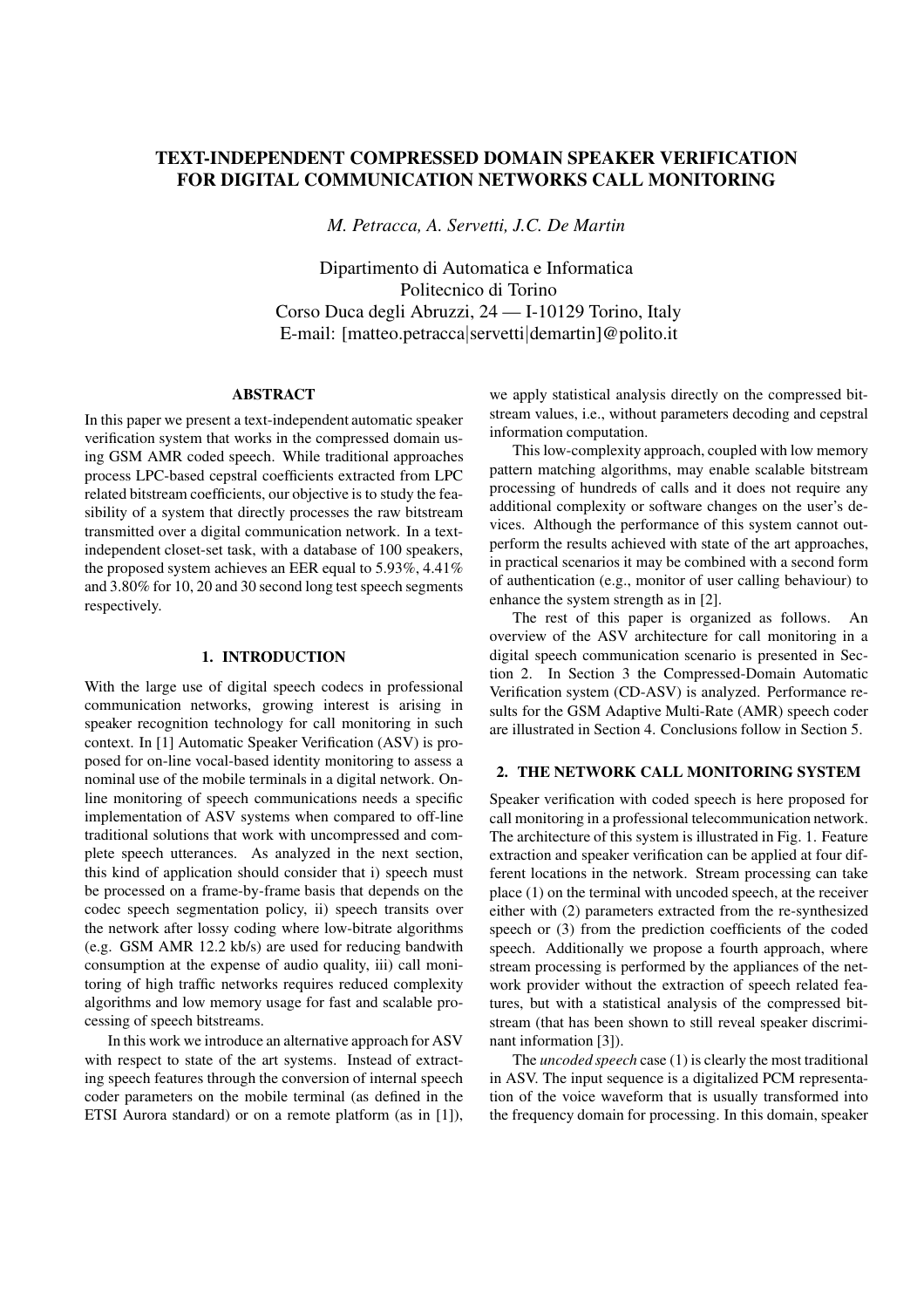# TEXT-INDEPENDENT COMPRESSED DOMAIN SPEAKER VERIFICATION FOR DIGITAL COMMUNICATION NETWORKS CALL MONITORING

*M. Petracca, A. Servetti, J.C. De Martin*

Dipartimento di Automatica e Informatica
Politecnico di Torino
Corso Duca degli Abruzzi, 24 — I-10129 Torino, Italy
E-mail: [matteo.petracca|servetti|demartin]@polito.it

## ABSTRACT

In this paper we present a text-independent automatic speaker verification system that works in the compressed domain using GSM AMR coded speech. While traditional approaches process LPC-based cepstral coefficients extracted from LPC related bitstream coefficients, our objective is to study the feasibility of a system that directly processes the raw bitstream transmitted over a digital communication network. In a text-independent closet-set task, with a database of 100 speakers, the proposed system achieves an EER equal to 5.93%, 4.41% and 3.80% for 10, 20 and 30 second long test speech segments respectively.

## 1. INTRODUCTION

With the large use of digital speech codecs in professional communication networks, growing interest is arising in speaker recognition technology for call monitoring in such context. In [1] Automatic Speaker Verification (ASV) is proposed for on-line vocal-based identity monitoring to assess a nominal use of the mobile terminals in a digital network. On-line monitoring of speech communications needs a specific implementation of ASV systems when compared to off-line traditional solutions that work with uncompressed and complete speech utterances. As analyzed in the next section, this kind of application should consider that i) speech must be processed on a frame-by-frame basis that depends on the codec speech segmentation policy, ii) speech transits over the network after lossy coding where low-bitrate algorithms (e.g. GSM AMR 12.2 kb/s) are used for reducing bandwith consumption at the expense of audio quality, iii) call monitoring of high traffic networks requires reduced complexity algorithms and low memory usage for fast and scalable processing of speech bitstreams.

In this work we introduce an alternative approach for ASV with respect to state of the art systems. Instead of extracting speech features through the conversion of internal speech coder parameters on the mobile terminal (as defined in the ETSI Aurora standard) or on a remote platform (as in [1]), we apply statistical analysis directly on the compressed bitstream values, i.e., without parameters decoding and cepstral information computation.

This low-complexity approach, coupled with low memory pattern matching algorithms, may enable scalable bitstream processing of hundreds of calls and it does not require any additional complexity or software changes on the user's devices. Although the performance of this system cannot outperform the results achieved with state of the art approaches, in practical scenarios it may be combined with a second form of authentication (e.g., monitor of user calling behaviour) to enhance the system strength as in [2].

The rest of this paper is organized as follows. An overview of the ASV architecture for call monitoring in a digital speech communication scenario is presented in Section 2. In Section 3 the Compressed-Domain Automatic Verification system (CD-ASV) is analyzed. Performance results for the GSM Adaptive Multi-Rate (AMR) speech coder are illustrated in Section 4. Conclusions follow in Section 5.

## 2. THE NETWORK CALL MONITORING SYSTEM

Speaker verification with coded speech is here proposed for call monitoring in a professional telecommunication network. The architecture of this system is illustrated in Fig. 1. Feature extraction and speaker verification can be applied at four different locations in the network. Stream processing can take place (1) on the terminal with uncoded speech, at the receiver either with (2) parameters extracted from the re-synthesized speech or (3) from the prediction coefficients of the coded speech. Additionally we propose a fourth approach, where stream processing is performed by the appliances of the network provider without the extraction of speech related features, but with a statistical analysis of the compressed bitstream (that has been shown to still reveal speaker discriminant information [3]).

The *uncoded speech* case (1) is clearly the most traditional in ASV. The input sequence is a digitalized PCM representation of the voice waveform that is usually transformed into the frequency domain for processing. In this domain, speaker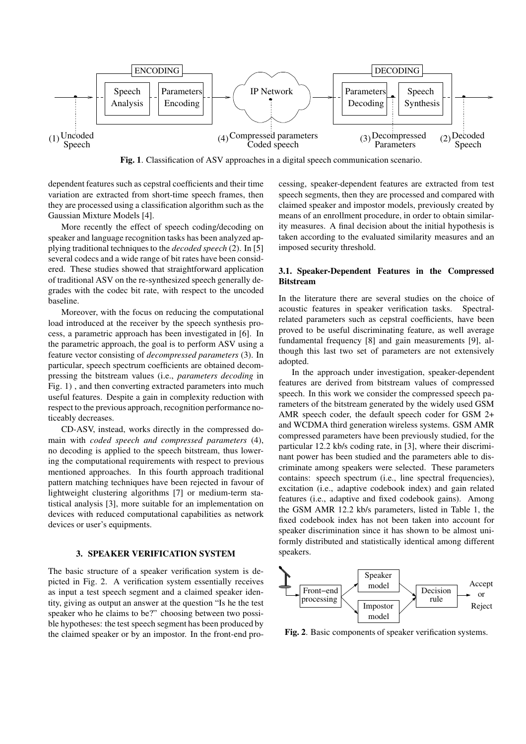**Fig. 1**. Classification of ASV approaches in a digital speech communication scenario.

dependent features such as cepstral coefficients and their time variation are extracted from short-time speech frames, then they are processed using a classification algorithm such as the Gaussian Mixture Models [4].

More recently the effect of speech coding/decoding on speaker and language recognition tasks has been analyzed applying traditional techniques to the *decoded speech* (2). In [5] several codecs and a wide range of bit rates have been considered. These studies showed that straightforward application of traditional ASV on the re-synthesized speech generally degrades with the codec bit rate, with respect to the uncoded baseline.

Moreover, with the focus on reducing the computational load introduced at the receiver by the speech synthesis process, a parametric approach has been investigated in [6]. In the parametric approach, the goal is to perform ASV using a feature vector consisting of *decompressed parameters* (3). In particular, speech spectrum coefficients are obtained decompressing the bitstream values (i.e., *parameters decoding* in Fig. 1) , and then converting extracted parameters into much useful features. Despite a gain in complexity reduction with respect to the previous approach, recognition performance noticeably decreases.

CD-ASV, instead, works directly in the compressed domain with *coded speech and compressed parameters* (4), no decoding is applied to the speech bitstream, thus lowering the computational requirements with respect to previous mentioned approaches. In this fourth approach traditional pattern matching techniques have been rejected in favour of lightweight clustering algorithms [7] or medium-term statistical analysis [3], more suitable for an implementation on devices with reduced computational capabilities as network devices or user's equipments.

## 3. SPEAKER VERIFICATION SYSTEM

The basic structure of a speaker verification system is depicted in Fig. 2. A verification system essentially receives as input a test speech segment and a claimed speaker identity, giving as output an answer at the question "Is he the test speaker who he claims to be?" choosing between two possible hypotheses: the test speech segment has been produced by the claimed speaker or by an impostor. In the front-end processing, speaker-dependent features are extracted from test speech segments, then they are processed and compared with claimed speaker and impostor models, previously created by means of an enrollment procedure, in order to obtain similarity measures. A final decision about the initial hypothesis is taken according to the evaluated similarity measures and an imposed security threshold.

### 3.1. Speaker-Dependent Features in the Compressed Bitstream

In the literature there are several studies on the choice of acoustic features in speaker verification tasks. Spectral-related parameters such as cepstral coefficients, have been proved to be useful discriminating feature, as well average fundamental frequency [8] and gain measurements [9], although this last two set of parameters are not extensively adopted.

In the approach under investigation, speaker-dependent features are derived from bitstream values of compressed speech. In this work we consider the compressed speech parameters of the bitstream generated by the widely used GSM AMR speech coder, the default speech coder for GSM 2+ and WCDMA third generation wireless systems. GSM AMR compressed parameters have been previously studied, for the particular 12.2 kb/s coding rate, in [3], where their discriminant power has been studied and the parameters able to discriminate among speakers were selected. These parameters contains: speech spectrum (i.e., line spectral frequencies), excitation (i.e., adaptive codebook index) and gain related features (i.e., adaptive and fixed codebook gains). Among the GSM AMR 12.2 kb/s parameters, listed in Table 1, the fixed codebook index has not been taken into account for speaker discrimination since it has shown to be almost uniformly distributed and statistically identical among different speakers.

**Fig. 2**. Basic components of speaker verification systems.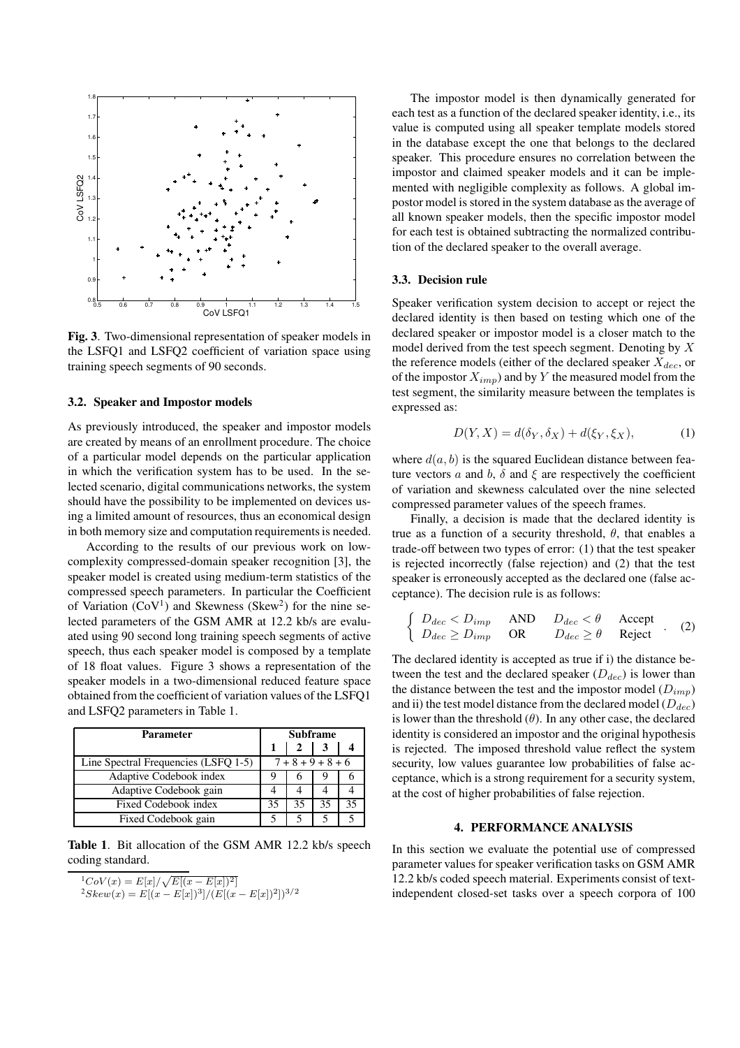**Fig. 3**. Two-dimensional representation of speaker models in the LSFQ1 and LSFQ2 coefficient of variation space using training speech segments of 90 seconds.

### 3.2. Speaker and Impostor models

As previously introduced, the speaker and impostor models are created by means of an enrollment procedure. The choice of a particular model depends on the particular application in which the verification system has to be used. In the selected scenario, digital communications networks, the system should have the possibility to be implemented on devices using a limited amount of resources, thus an economical design in both memory size and computation requirements is needed.

According to the results of our previous work on low-complexity compressed-domain speaker recognition [3], the speaker model is created using medium-term statistics of the compressed speech parameters. In particular the Coefficient of Variation (CoV[1]) and Skewness (Skew[2]) for the nine selected parameters of the GSM AMR at 12.2 kb/s are evaluated using 90 second long training speech segments of active speech, thus each speaker model is composed by a template of 18 float values. Figure 3 shows a representation of the speaker models in a two-dimensional reduced feature space obtained from the coefficient of variation values of the LSFQ1 and LSFQ2 parameters in Table 1.

| Parameter | Subframe | | | |
|---|---|---|---|---|
| | 1 | 2 | 3 | 4 |
| Line Spectral Frequencies (LSFQ 1-5) | 7 + 8 + 9 + 8 + 6 | | | |
| Adaptive Codebook index | 9 | 6 | 9 | 6 |
| Adaptive Codebook gain | 4 | 4 | 4 | 4 |
| Fixed Codebook index | 35 | 35 | 35 | 35 |
| Fixed Codebook gain | 5 | 5 | 5 | 5 |

**Table 1**. Bit allocation of the GSM AMR 12.2 kb/s speech coding standard.

[1] $CoV(x) = E[x]/\sqrt{E[(x - E[x])^2]}$
[2] $Skew(x) = E[(x - E[x])^3]/(E[(x - E[x])^2])^{3/2}$

The impostor model is then dynamically generated for each test as a function of the declared speaker identity, i.e., its value is computed using all speaker template models stored in the database except the one that belongs to the declared speaker. This procedure ensures no correlation between the impostor and claimed speaker models and it can be implemented with negligible complexity as follows. A global impostor model is stored in the system database as the average of all known speaker models, then the specific impostor model for each test is obtained subtracting the normalized contribution of the declared speaker to the overall average.

### 3.3. Decision rule

Speaker verification system decision to accept or reject the declared identity is then based on testing which one of the declared speaker or impostor model is a closer match to the model derived from the test speech segment. Denoting by $X$ the reference models (either of the declared speaker $X_{dec}$, or of the impostor $X_{imp}$) and by $Y$ the measured model from the test segment, the similarity measure between the templates is expressed as:

$$D(Y, X) = d(\delta_Y, \delta_X) + d(\xi_Y, \xi_X), \tag{1}$$

where $d(a, b)$ is the squared Euclidean distance between feature vectors $a$ and $b$, $\delta$ and $\xi$ are respectively the coefficient of variation and skewness calculated over the nine selected compressed parameter values of the speech frames.

Finally, a decision is made that the declared identity is true as a function of a security threshold, $\theta$, that enables a trade-off between two types of error: (1) that the test speaker is rejected incorrectly (false rejection) and (2) that the test speaker is erroneously accepted as the declared one (false acceptance). The decision rule is as follows:

$$\begin{cases} D_{dec} < D_{imp} \quad \text{AND} \quad D_{dec} < \theta \quad \text{Accept} \\ D_{dec} \geq D_{imp} \quad \text{OR} \quad D_{dec} \geq \theta \quad \text{Reject} \end{cases}. \tag{2}$$

The declared identity is accepted as true if i) the distance between the test and the declared speaker ($D_{dec}$) is lower than the distance between the test and the impostor model ($D_{imp}$) and ii) the test model distance from the declared model ($D_{dec}$) is lower than the threshold ($\theta$). In any other case, the declared identity is considered an impostor and the original hypothesis is rejected. The imposed threshold value reflect the system security, low values guarantee low probabilities of false acceptance, which is a strong requirement for a security system, at the cost of higher probabilities of false rejection.

## 4. PERFORMANCE ANALYSIS

In this section we evaluate the potential use of compressed parameter values for speaker verification tasks on GSM AMR 12.2 kb/s coded speech material. Experiments consist of text-independent closed-set tasks over a speech corpora of 100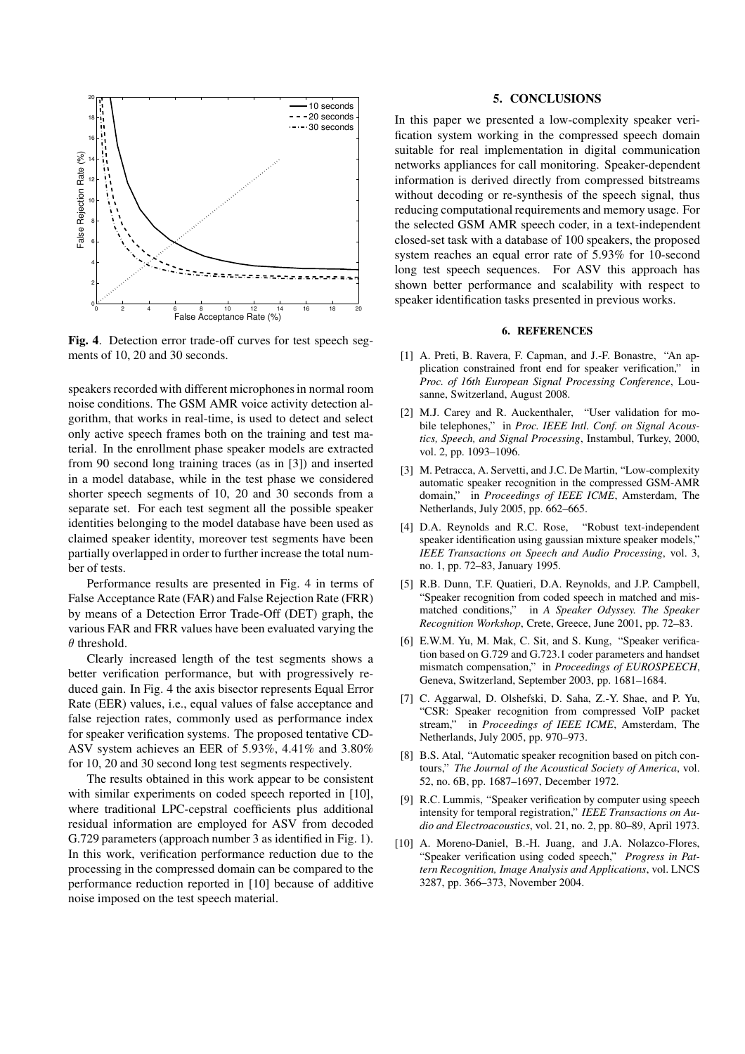10 seconds
20 seconds
30 seconds

False Rejection Rate (%)

False Acceptance Rate (%)

0 2 4 6 8 10 12 14 16 18 20

0 2 4 6 8 10 12 14 16 18 20

**Fig. 4**. Detection error trade-off curves for test speech segments of 10, 20 and 30 seconds.

speakers recorded with different microphones in normal room noise conditions. The GSM AMR voice activity detection algorithm, that works in real-time, is used to detect and select only active speech frames both on the training and test material. In the enrollment phase speaker models are extracted from 90 second long training traces (as in [3]) and inserted in a model database, while in the test phase we considered shorter speech segments of 10, 20 and 30 seconds from a separate set. For each test segment all the possible speaker identities belonging to the model database have been used as claimed speaker identity, moreover test segments have been partially overlapped in order to further increase the total number of tests.

Performance results are presented in Fig. 4 in terms of False Acceptance Rate (FAR) and False Rejection Rate (FRR) by means of a Detection Error Trade-Off (DET) graph, the various FAR and FRR values have been evaluated varying the $\theta$ threshold.

Clearly increased length of the test segments shows a better verification performance, but with progressively reduced gain. In Fig. 4 the axis bisector represents Equal Error Rate (EER) values, i.e., equal values of false acceptance and false rejection rates, commonly used as performance index for speaker verification systems. The proposed tentative CD-ASV system achieves an EER of 5.93%, 4.41% and 3.80% for 10, 20 and 30 second long test segments respectively.

The results obtained in this work appear to be consistent with similar experiments on coded speech reported in [10], where traditional LPC-cepstral coefficients plus additional residual information are employed for ASV from decoded G.729 parameters (approach number 3 as identified in Fig. 1). In this work, verification performance reduction due to the processing in the compressed domain can be compared to the performance reduction reported in [10] because of additive noise imposed on the test speech material.

## 5. CONCLUSIONS

In this paper we presented a low-complexity speaker verification system working in the compressed speech domain suitable for real implementation in digital communication networks appliances for call monitoring. Speaker-dependent information is derived directly from compressed bitstreams without decoding or re-synthesis of the speech signal, thus reducing computational requirements and memory usage. For the selected GSM AMR speech coder, in a text-independent closed-set task with a database of 100 speakers, the proposed system reaches an equal error rate of 5.93% for 10-second long test speech sequences. For ASV this approach has shown better performance and scalability with respect to speaker identification tasks presented in previous works.

## 6. REFERENCES

[1] A. Preti, B. Ravera, F. Capman, and J.-F. Bonastre, "An application constrained front end for speaker verification," in *Proc. of 16th European Signal Processing Conference*, Lousanne, Switzerland, August 2008.

[2] M.J. Carey and R. Auckenthaler, "User validation for mobile telephones," in *Proc. IEEE Intl. Conf. on Signal Acoustics, Speech, and Signal Processing*, Instambul, Turkey, 2000, vol. 2, pp. 1093–1096.

[3] M. Petracca, A. Servetti, and J.C. De Martin, "Low-complexity automatic speaker recognition in the compressed GSM-AMR domain," in *Proceedings of IEEE ICME*, Amsterdam, The Netherlands, July 2005, pp. 662–665.

[4] D.A. Reynolds and R.C. Rose, "Robust text-independent speaker identification using gaussian mixture speaker models," *IEEE Transactions on Speech and Audio Processing*, vol. 3, no. 1, pp. 72–83, January 1995.

[5] R.B. Dunn, T.F. Quatieri, D.A. Reynolds, and J.P. Campbell, "Speaker recognition from coded speech in matched and mismatched conditions," in *A Speaker Odyssey. The Speaker Recognition Workshop*, Crete, Greece, June 2001, pp. 72–83.

[6] E.W.M. Yu, M. Mak, C. Sit, and S. Kung, "Speaker verification based on G.729 and G.723.1 coder parameters and handset mismatch compensation," in *Proceedings of EUROSPEECH*, Geneva, Switzerland, September 2003, pp. 1681–1684.

[7] C. Aggarwal, D. Olshefski, D. Saha, Z.-Y. Shae, and P. Yu, "CSR: Speaker recognition from compressed VoIP packet stream," in *Proceedings of IEEE ICME*, Amsterdam, The Netherlands, July 2005, pp. 970–973.

[8] B.S. Atal, "Automatic speaker recognition based on pitch contours," *The Journal of the Acoustical Society of America*, vol. 52, no. 6B, pp. 1687–1697, December 1972.

[9] R.C. Lummis, "Speaker verification by computer using speech intensity for temporal registration," *IEEE Transactions on Audio and Electroacoustics*, vol. 21, no. 2, pp. 80–89, April 1973.

[10] A. Moreno-Daniel, B.-H. Juang, and J.A. Nolazco-Flores, "Speaker verification using coded speech," *Progress in Pattern Recognition, Image Analysis and Applications*, vol. LNCS 3287, pp. 366–373, November 2004.